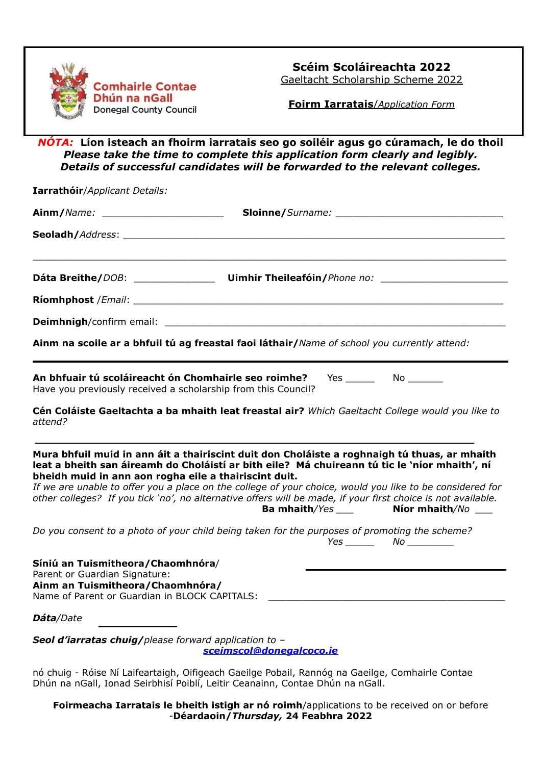Comhairle Contae Dhún na nGall
Donegal County Council

# Scéim Scoláireachta 2022

Gaeltacht Scholarship Scheme 2022

**Foirm Iarratais**/*Application Form*

***NÓTA:* Líon isteach an fhoirm iarratais seo go soiléir agus go cúramach, le do thoil**
***Please take the time to complete this application form clearly and legibly.***
***Details of successful candidates will be forwarded to the relevant colleges.***

**Iarrathóir**/*Applicant Details:*

**Ainm/***Name:* ____________________ **Sloinne/***Surname:* ____________________________

**Seoladh/***Address*: ____________________________________________________________

________________________________________________________________________

**Dáta Breithe/***DOB*: ____________ **Uimhir Theileafóin/***Phone no:* ____________________

**Ríomhphost** /*Email*: ________________________________________________________

**Deimhnigh**/confirm email: ___________________________________________________

**Ainm na scoile ar a bhfuil tú ag freastal faoi láthair/***Name of school you currently attend:*

---

**An bhfuair tú scoláireacht ón Chomhairle seo roimhe?** Yes _____ No ______
Have you previously received a scholarship from this Council?

**Cén Coláiste Gaeltachta a ba mhaith leat freastal air?** *Which Gaeltacht College would you like to attend?*

________________________________________________________________________

**Mura bhfuil muid in ann áit a thairiscint duit don Choláiste a roghnaigh tú thuas, ar mhaith leat a bheith san áireamh do Choláistí ar bith eile? Má chuireann tú tic le 'níor mhaith', ní bheidh muid in ann aon rogha eile a thairiscint duit.**
*If we are unable to offer you a place on the college of your choice, would you like to be considered for other colleges? If you tick 'no', no alternative offers will be made, if your first choice is not available.*
**Ba mhaith**/*Yes* ___ **Níor mhaith**/*No* ___

*Do you consent to a photo of your child being taken for the purposes of promoting the scheme?*
*Yes* _____ *No* ________

**Síniú an Tuismitheora/Chaomhnóra**/
Parent or Guardian Signature: ______________________________
**Ainm an Tuismitheora/Chaomhnóra/**
Name of Parent or Guardian in BLOCK CAPITALS: ______________________________

***Dáta***/*Date* ____________

***Seol d'iarratas chuig/****please forward application to –*
***sceimscol@donegalcoco.ie***

nó chuig - Róise Ní Laifeartaigh, Oifigeach Gaeilge Pobail, Rannóg na Gaeilge, Comhairle Contae Dhún na nGall, Ionad Seirbhisí Poiblí, Leitir Ceanainn, Contae Dhún na nGall.

**Foirmeacha Iarratais le bheith istigh ar nó roimh**/applications to be received on or before -**Déardaoin/*Thursday,* 24 Feabhra 2022**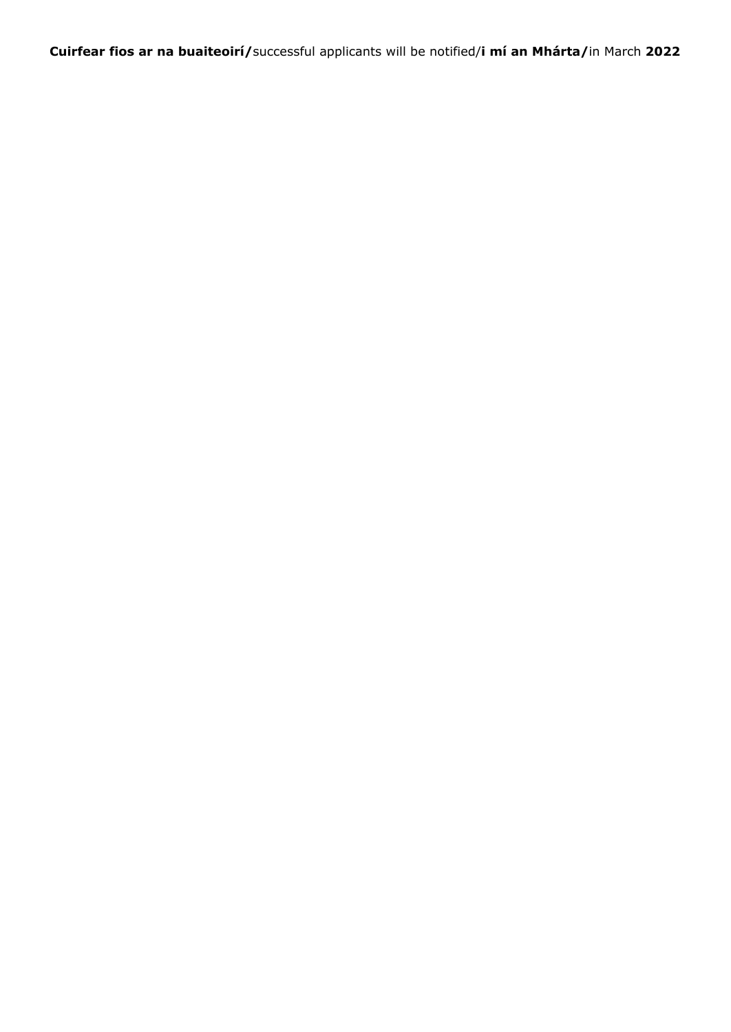**Cuirfear fios ar na buaiteoirí/**successful applicants will be notified/**i mí an Mhárta/**in March **2022**